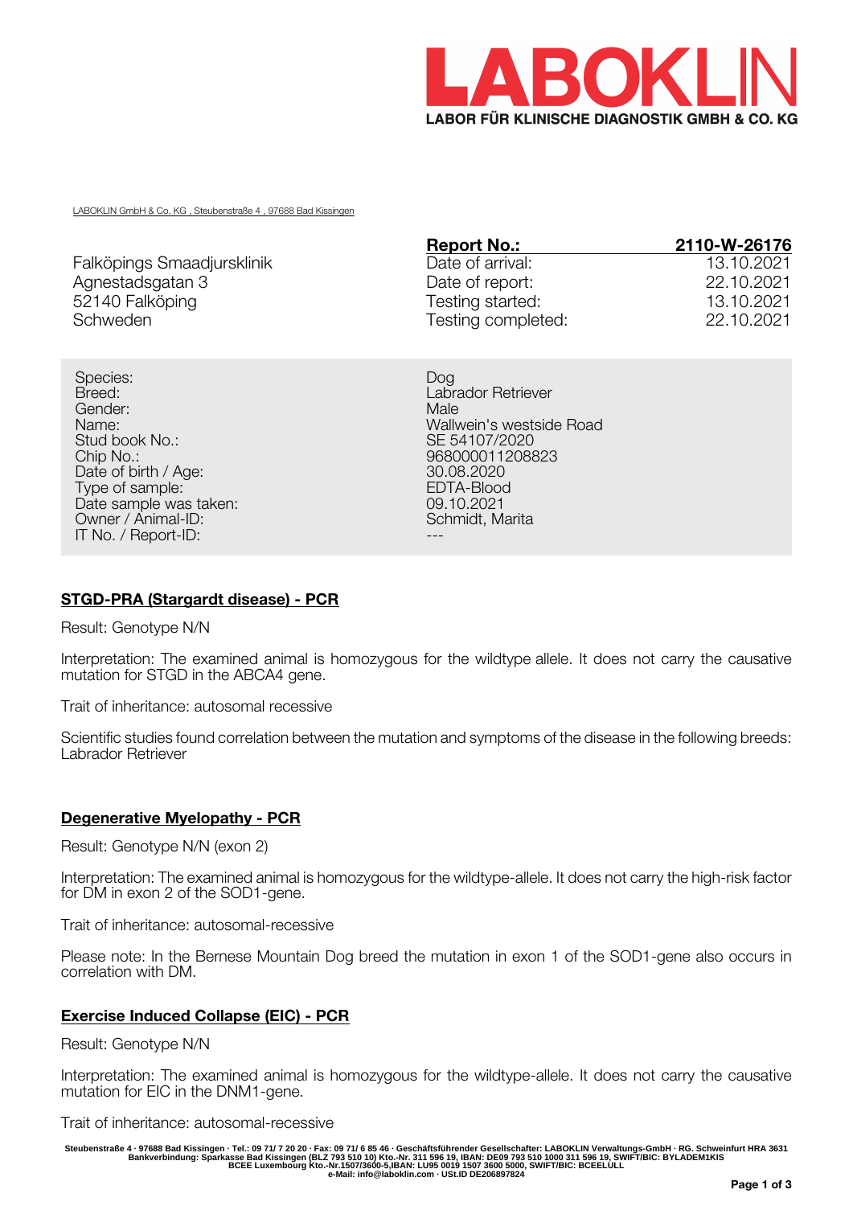# LABOKLIN

**LABOR FÜR KLINISCHE DIAGNOSTIK GMBH & CO. KG**

LABOKLIN GmbH & Co. KG , Steubenstraße 4 , 97688 Bad Kissingen

Falköpings Smaadjursklinik
Agnestadsgatan 3
52140 Falköping
Schweden

| **Report No.:** | **2110-W-26176** |
|---|---|
| Date of arrival: | 13.10.2021 |
| Date of report: | 22.10.2021 |
| Testing started: | 13.10.2021 |
| Testing completed: | 22.10.2021 |

| | |
|---|---|
| Species: | Dog |
| Breed: | Labrador Retriever |
| Gender: | Male |
| Name: | Wallwein's westside Road |
| Stud book No.: | SE 54107/2020 |
| Chip No.: | 968000011208823 |
| Date of birth / Age: | 30.08.2020 |
| Type of sample: | EDTA-Blood |
| Date sample was taken: | 09.10.2021 |
| Owner / Animal-ID: | Schmidt, Marita |
| IT No. / Report-ID: | --- |

## STGD-PRA (Stargardt disease) - PCR

Result: Genotype N/N

Interpretation: The examined animal is homozygous for the wildtype allele. It does not carry the causative mutation for STGD in the ABCA4 gene.

Trait of inheritance: autosomal recessive

Scientific studies found correlation between the mutation and symptoms of the disease in the following breeds: Labrador Retriever

## Degenerative Myelopathy - PCR

Result: Genotype N/N (exon 2)

Interpretation: The examined animal is homozygous for the wildtype-allele. It does not carry the high-risk factor for DM in exon 2 of the SOD1-gene.

Trait of inheritance: autosomal-recessive

Please note: In the Bernese Mountain Dog breed the mutation in exon 1 of the SOD1-gene also occurs in correlation with DM.

## Exercise Induced Collapse (EIC) - PCR

Result: Genotype N/N

Interpretation: The examined animal is homozygous for the wildtype-allele. It does not carry the causative mutation for EIC in the DNM1-gene.

Trait of inheritance: autosomal-recessive

Steubenstraße 4 · 97688 Bad Kissingen · Tel.: 09 71/ 7 20 20 · Fax: 09 71/ 6 85 46 · Geschäftsführender Gesellschafter: LABOKLIN Verwaltungs-GmbH · RG. Schweinfurt HRA 3631
Bankverbindung: Sparkasse Bad Kissingen (BLZ 793 510 10) Kto.-Nr. 311 596 19, IBAN: DE09 793 510 1000 311 596 19, SWIFT/BIC: BYLADEM1KIS
BCEE Luxembourg Kto.-Nr.1507/3600-5,IBAN: LU95 0019 1507 3600 5000, SWIFT/BIC: BCEELULL
e-Mail: info@laboklin.com · USt.ID DE206897824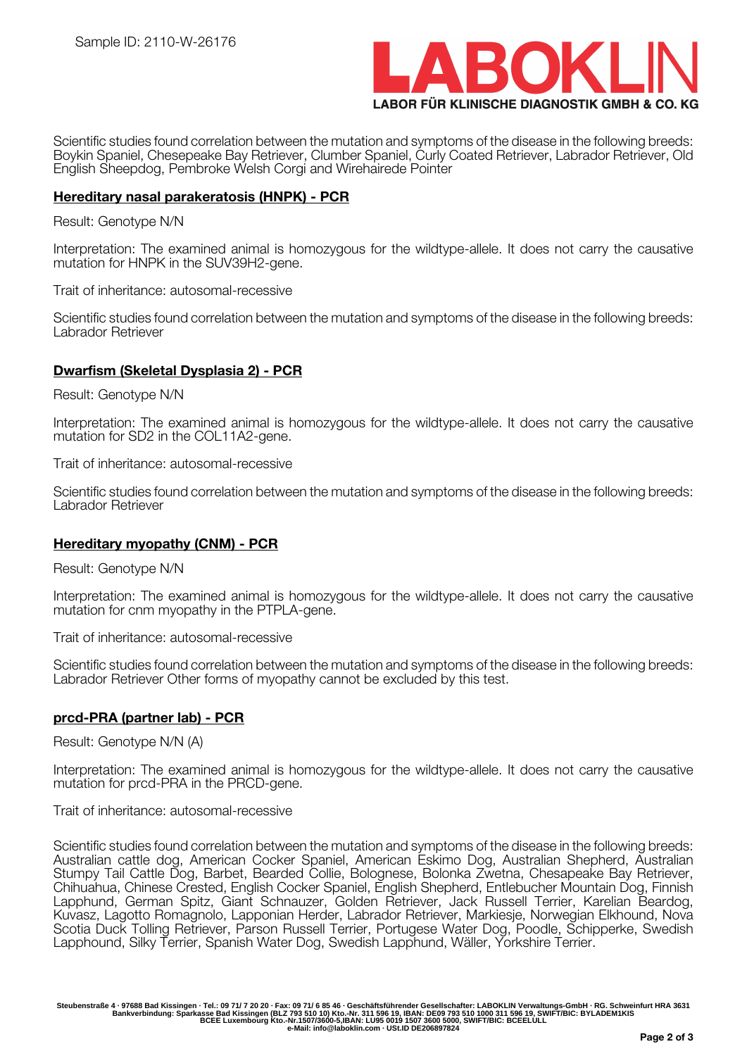Sample ID: 2110-W-26176

Scientific studies found correlation between the mutation and symptoms of the disease in the following breeds: Boykin Spaniel, Chesepeake Bay Retriever, Clumber Spaniel, Curly Coated Retriever, Labrador Retriever, Old English Sheepdog, Pembroke Welsh Corgi and Wirehairede Pointer

## Hereditary nasal parakeratosis (HNPK) - PCR

Result: Genotype N/N

Interpretation: The examined animal is homozygous for the wildtype-allele. It does not carry the causative mutation for HNPK in the SUV39H2-gene.

Trait of inheritance: autosomal-recessive

Scientific studies found correlation between the mutation and symptoms of the disease in the following breeds: Labrador Retriever

## Dwarfism (Skeletal Dysplasia 2) - PCR

Result: Genotype N/N

Interpretation: The examined animal is homozygous for the wildtype-allele. It does not carry the causative mutation for SD2 in the COL11A2-gene.

Trait of inheritance: autosomal-recessive

Scientific studies found correlation between the mutation and symptoms of the disease in the following breeds: Labrador Retriever

## Hereditary myopathy (CNM) - PCR

Result: Genotype N/N

Interpretation: The examined animal is homozygous for the wildtype-allele. It does not carry the causative mutation for cnm myopathy in the PTPLA-gene.

Trait of inheritance: autosomal-recessive

Scientific studies found correlation between the mutation and symptoms of the disease in the following breeds: Labrador Retriever Other forms of myopathy cannot be excluded by this test.

## prcd-PRA (partner lab) - PCR

Result: Genotype N/N (A)

Interpretation: The examined animal is homozygous for the wildtype-allele. It does not carry the causative mutation for prcd-PRA in the PRCD-gene.

Trait of inheritance: autosomal-recessive

Scientific studies found correlation between the mutation and symptoms of the disease in the following breeds: Australian cattle dog, American Cocker Spaniel, American Eskimo Dog, Australian Shepherd, Australian Stumpy Tail Cattle Dog, Barbet, Bearded Collie, Bolognese, Bolonka Zwetna, Chesapeake Bay Retriever, Chihuahua, Chinese Crested, English Cocker Spaniel, English Shepherd, Entlebucher Mountain Dog, Finnish Lapphund, German Spitz, Giant Schnauzer, Golden Retriever, Jack Russell Terrier, Karelian Beardog, Kuvasz, Lagotto Romagnolo, Lapponian Herder, Labrador Retriever, Markiesje, Norwegian Elkhound, Nova Scotia Duck Tolling Retriever, Parson Russell Terrier, Portugese Water Dog, Poodle, Schipperke, Swedish Lapphound, Silky Terrier, Spanish Water Dog, Swedish Lapphund, Wäller, Yorkshire Terrier.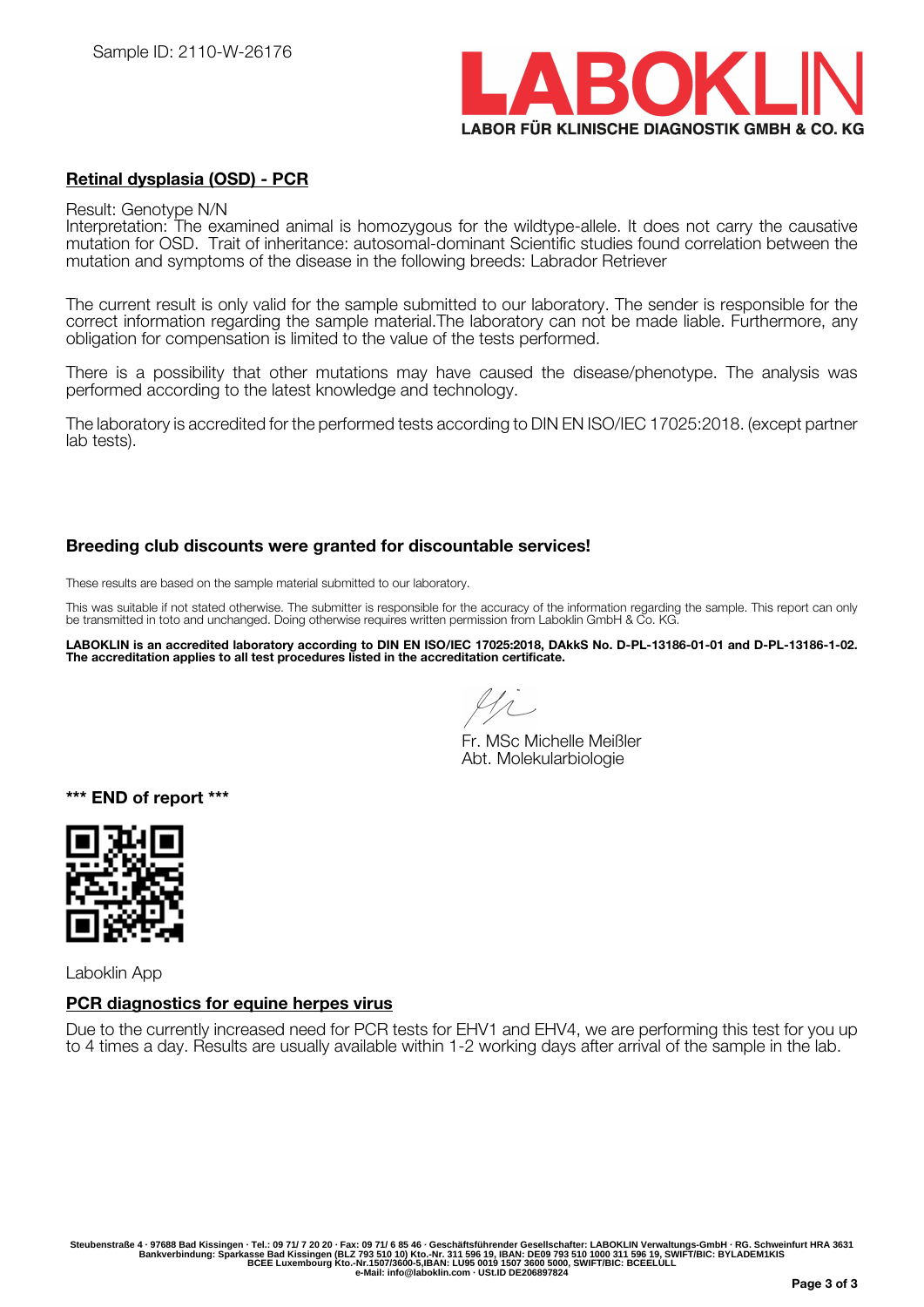Sample ID: 2110-W-26176

**LABOKLIN**
**LABOR FÜR KLINISCHE DIAGNOSTIK GMBH & CO. KG**

## Retinal dysplasia (OSD) - PCR

Result: Genotype N/N
Interpretation: The examined animal is homozygous for the wildtype-allele. It does not carry the causative mutation for OSD. Trait of inheritance: autosomal-dominant Scientific studies found correlation between the mutation and symptoms of the disease in the following breeds: Labrador Retriever

The current result is only valid for the sample submitted to our laboratory. The sender is responsible for the correct information regarding the sample material.The laboratory can not be made liable. Furthermore, any obligation for compensation is limited to the value of the tests performed.

There is a possibility that other mutations may have caused the disease/phenotype. The analysis was performed according to the latest knowledge and technology.

The laboratory is accredited for the performed tests according to DIN EN ISO/IEC 17025:2018. (except partner lab tests).

**Breeding club discounts were granted for discountable services!**

These results are based on the sample material submitted to our laboratory.

This was suitable if not stated otherwise. The submitter is responsible for the accuracy of the information regarding the sample. This report can only be transmitted in toto and unchanged. Doing otherwise requires written permission from Laboklin GmbH & Co. KG.

**LABOKLIN is an accredited laboratory according to DIN EN ISO/IEC 17025:2018, DAkkS No. D-PL-13186-01-01 and D-PL-13186-1-02. The accreditation applies to all test procedures listed in the accreditation certificate.**

Fr. MSc Michelle Meißler
Abt. Molekularbiologie

**\*\*\* END of report \*\*\***

Laboklin App

## PCR diagnostics for equine herpes virus

Due to the currently increased need for PCR tests for EHV1 and EHV4, we are performing this test for you up to 4 times a day. Results are usually available within 1-2 working days after arrival of the sample in the lab.

**Steubenstraße 4 · 97688 Bad Kissingen · Tel.: 09 71/ 7 20 20 · Fax: 09 71/ 6 85 46 · Geschäftsführender Gesellschafter: LABOKLIN Verwaltungs-GmbH · RG. Schweinfurt HRA 3631**
**Bankverbindung: Sparkasse Bad Kissingen (BLZ 793 510 10) Kto.-Nr. 311 596 19, IBAN: DE09 793 510 1000 311 596 19, SWIFT/BIC: BYLADEM1KIS**
**BCEE Luxembourg Kto.-Nr.1507/3600-5,IBAN: LU95 0019 1507 3600 5000, SWIFT/BIC: BCEELULL**
**e-Mail: info@laboklin.com · USt.ID DE206897824**